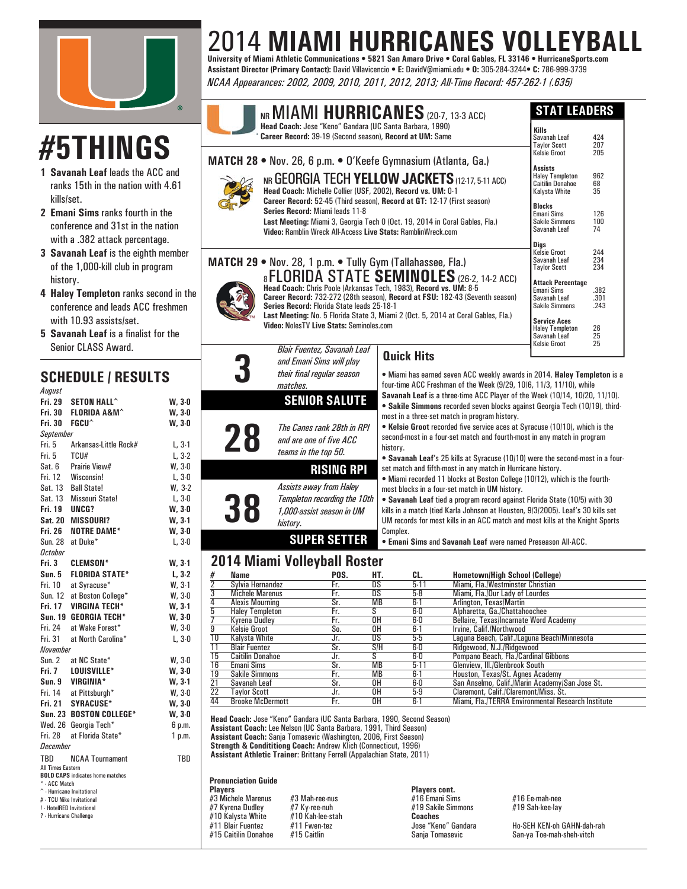# 2014 MIAMI HURRICANES VOLLEYBALL

**University of Miami Athletic Communications • 5821 San Amaro Drive • Coral Gables, FL 33146 • HurricaneSports.com**
**Assistant Director (Primary Contact):** David Villavicencio • **E:** DavidV@miami.edu • **O:** 305-284-3244• **C:** 786-999-3739
*NCAA Appearances: 2002, 2009, 2010, 2011, 2012, 2013; All-Time Record: 457-262-1 (.635)*

## #5THINGS

1. **Savanah Leaf** leads the ACC and ranks 15th in the nation with 4.61 kills/set.
2. **Emani Sims** ranks fourth in the conference and 31st in the nation with a .382 attack percentage.
3. **Savanah Leaf** is the eighth member of the 1,000-kill club in program history.
4. **Haley Templeton** ranks second in the conference and leads ACC freshmen with 10.93 assists/set.
5. **Savanah Leaf** is a finalist for the Senior CLASS Award.

## SCHEDULE / RESULTS

| Date | Opponent | Result |
|---|---|---|
| *August* | | |
| **Fri. 29** | **SETON HALL^** | **W, 3-0** |
| **Fri. 30** | **FLORIDA A&M^** | **W, 3-0** |
| **Fri. 30** | **FGCU^** | **W, 3-0** |
| *September* | | |
| Fri. 5 | Arkansas-Little Rock# | L, 3-1 |
| Fri. 5 | TCU# | L, 3-2 |
| Sat. 6 | Prairie View# | W, 3-0 |
| Fri. 12 | Wisconsin! | L, 3-0 |
| Sat. 13 | Ball State! | W, 3-2 |
| Sat. 13 | Missouri State! | L, 3-0 |
| **Fri. 19** | **UNCG?** | **W, 3-0** |
| **Sat. 20** | **MISSOURI?** | **W, 3-1** |
| **Fri. 26** | **NOTRE DAME*** | **W, 3-0** |
| Sun. 28 | at Duke* | L, 3-0 |
| *October* | | |
| **Fri. 3** | **CLEMSON*** | **W, 3-1** |
| **Sun. 5** | **FLORIDA STATE*** | **L, 3-2** |
| Fri. 10 | at Syracuse* | W, 3-1 |
| Sun. 12 | at Boston College* | W, 3-0 |
| **Fri. 17** | **VIRGINA TECH*** | **W, 3-1** |
| **Sun. 19** | **GEORGIA TECH*** | **W, 3-0** |
| Fri. 24 | at Wake Forest* | W, 3-0 |
| Fri. 31 | at North Carolina* | L, 3-0 |
| *November* | | |
| Sun. 2 | at NC State* | W, 3-0 |
| **Fri. 7** | **LOUISVILLE*** | **W, 3-0** |
| **Sun. 9** | **VIRGINIA*** | **W, 3-1** |
| Fri. 14 | at Pittsburgh* | W, 3-0 |
| **Fri. 21** | **SYRACUSE*** | **W, 3-0** |
| **Sun. 23** | **BOSTON COLLEGE*** | **W, 3-0** |
| Wed. 26 | Georgia Tech* | 6 p.m. |
| Fri. 28 | at Florida State* | 1 p.m. |
| *December* | | |
| TBD | NCAA Tournament | TBD |

All Times Eastern
**BOLD CAPS** indicates home matches
* - ACC Match
^ - Hurricane Invitational
# - TCU Nike Invitational
! - HotelRED Invitational
? - Hurricane Challenge

## NR MIAMI HURRICANES (20-7, 13-3 ACC)

**Head Coach:** Jose "Keno" Gandara (UC Santa Barbara, 1990)
**Career Record:** 39-19 (Second season), **Record at UM:** Same

### MATCH 28 • Nov. 26, 6 p.m. • O'Keefe Gymnasium (Atlanta, Ga.)

**NR GEORGIA TECH YELLOW JACKETS** (12-17, 5-11 ACC)
**Head Coach:** Michelle Collier (USF, 2002), **Record vs. UM:** 0-1
**Career Record:** 52-45 (Third season), **Record at GT:** 12-17 (First season)
**Series Record:** Miami leads 11-8
**Last Meeting:** Miami 3, Georgia Tech 0 (Oct. 19, 2014 in Coral Gables, Fla.)
**Video:** Ramblin Wreck All-Access **Live Stats:** RamblinWreck.com

### MATCH 29 • Nov. 28, 1 p.m. • Tully Gym (Tallahassee, Fla.)

**8 FLORIDA STATE SEMINOLES** (26-2, 14-2 ACC)
**Head Coach:** Chris Poole (Arkansas Tech, 1983), **Record vs. UM:** 8-5
**Career Record:** 732-272 (28th season), **Record at FSU:** 182-43 (Seventh season)
**Series Record:** Florida State leads 25-18-1
**Last Meeting:** No. 5 Florida State 3, Miami 2 (Oct. 5, 2014 at Coral Gables, Fla.)
**Video:** NolesTV **Live Stats:** Seminoles.com

## STAT LEADERS

| Category | Player | Total |
|---|---|---|
| **Kills** | Savanah Leaf | 424 |
| | Taylor Scott | 207 |
| | Kelsie Groot | 205 |
| **Assists** | Haley Templeton | 962 |
| | Caitilin Donahoe | 68 |
| | Kalysta White | 35 |
| **Blocks** | Emani Sims | 126 |
| | Sakile Simmons | 100 |
| | Savanah Leaf | 74 |
| **Digs** | Kelsie Groot | 244 |
| | Savanah Leaf | 234 |
| | Taylor Scott | 234 |
| **Attack Percentage** | Emani Sims | .382 |
| | Savanah Leaf | .301 |
| | Sakile Simmons | .243 |
| **Service Aces** | Haley Templeton | 26 |
| | Savanah Leaf | 25 |
| | Kelsie Groot | 25 |

**3** — *Blair Fuentez, Savanah Leaf and Emani Sims will play their final regular season matches.*
**SENIOR SALUTE**

**28** — *The Canes rank 28th in RPI and are one of five ACC teams in the top 50.*
**RISING RPI**

**38** — *Assists away from Haley Templeton recording the 10th 1,000-assist season in UM history.*
**SUPER SETTER**

## Quick Hits

- Miami has earned seven ACC weekly awards in 2014. **Haley Templeton** is a four-time ACC Freshman of the Week (9/29, 10/6, 11/3, 11/10), while **Savanah Leaf** is a three-time ACC Player of the Week (10/14, 10/20, 11/10).
- **Sakile Simmons** recorded seven blocks against Georgia Tech (10/19), third-most in a three-set match in program history.
- **Kelsie Groot** recorded five service aces at Syracuse (10/10), which is the second-most in a four-set match and fourth-most in any match in program history.
- **Savanah Leaf**'s 25 kills at Syracuse (10/10) were the second-most in a four-set match and fifth-most in any match in Hurricane history.
- Miami recorded 11 blocks at Boston College (10/12), which is the fourth-most blocks in a four-set match in UM history.
- **Savanah Leaf** tied a program record against Florida State (10/5) with 30 kills in a match (tied Karla Johnson at Houston, 9/3/2005). Leaf's 30 kills set UM records for most kills in an ACC match and most kills at the Knight Sports Complex.
- **Emani Sims** and **Savanah Leaf** were named Preseason All-ACC.

## 2014 Miami Volleyball Roster

| # | Name | POS. | HT. | CL. | Hometown/High School (College) |
|---|---|---|---|---|---|
| 2 | Sylvia Hernandez | Fr. | DS | 5-11 | Miami, Fla./Westminster Christian |
| 3 | Michele Marenus | Fr. | DS | 5-8 | Miami, Fla./Our Lady of Lourdes |
| 4 | Alexis Mourning | Sr. | MB | 6-1 | Arlington, Texas/Martin |
| 5 | Haley Templeton | Fr. | S | 6-0 | Alpharetta, Ga./Chattahoochee |
| 7 | Kyrena Dudley | Fr. | OH | 6-0 | Bellaire, Texas/Incarnate Word Academy |
| 9 | Kelsie Groot | So. | OH | 6-1 | Irvine, Calif./Northwood |
| 10 | Kalysta White | Jr. | DS | 5-5 | Laguna Beach, Calif./Laguna Beach/Minnesota |
| 11 | Blair Fuentez | Sr. | S/H | 6-0 | Ridgewood, N.J./Ridgewood |
| 15 | Caitilin Donahoe | Jr. | S | 6-0 | Pompano Beach, Fla./Cardinal Gibbons |
| 16 | Emani Sims | Sr. | MB | 5-11 | Glenview, Ill./Glenbrook South |
| 19 | Sakile Simmons | Fr. | MB | 6-1 | Houston, Texas/St. Agnes Academy |
| 21 | Savanah Leaf | Sr. | OH | 6-0 | San Anselmo, Calif./Marin Academy/San Jose St. |
| 22 | Taylor Scott | Jr. | OH | 5-9 | Claremont, Calif./Claremont/Miss. St. |
| 44 | Brooke McDermott | Fr. | OH | 6-1 | Miami, Fla./TERRA Environmental Research Institute |

**Head Coach:** Jose "Keno" Gandara (UC Santa Barbara, 1990, Second Season)
**Assistant Coach:** Lee Nelson (UC Santa Barbara, 1991, Third Season)
**Assistant Coach:** Sanja Tomasevic (Washington, 2006, First Season)
**Strength & Condititioning Coach:** Andrew Klich (Connecticut, 1996)
**Assistant Athletic Trainer**: Brittany Ferrell (Appalachian State, 2011)

### Pronunciation Guide

**Players**
#3 Michele Marenus — #3 Mah-ree-nus
#7 Kyrena Dudley — #7 Ky-ree-nuh
#10 Kalysta White — #10 Kah-lee-stah
#11 Blair Fuentez — #11 Fwen-tez
#15 Caitilin Donahoe — #15 Caitlin

**Players cont.**
#16 Emani Sims — #16 Ee-mah-nee
#19 Sakile Simmons — #19 Sah-kee-lay

**Coaches**
Jose "Keno" Gandara — Ho-SEH KEN-oh GAHN-dah-rah
Sanja Tomasevic — San-ya Toe-mah-sheh-vitch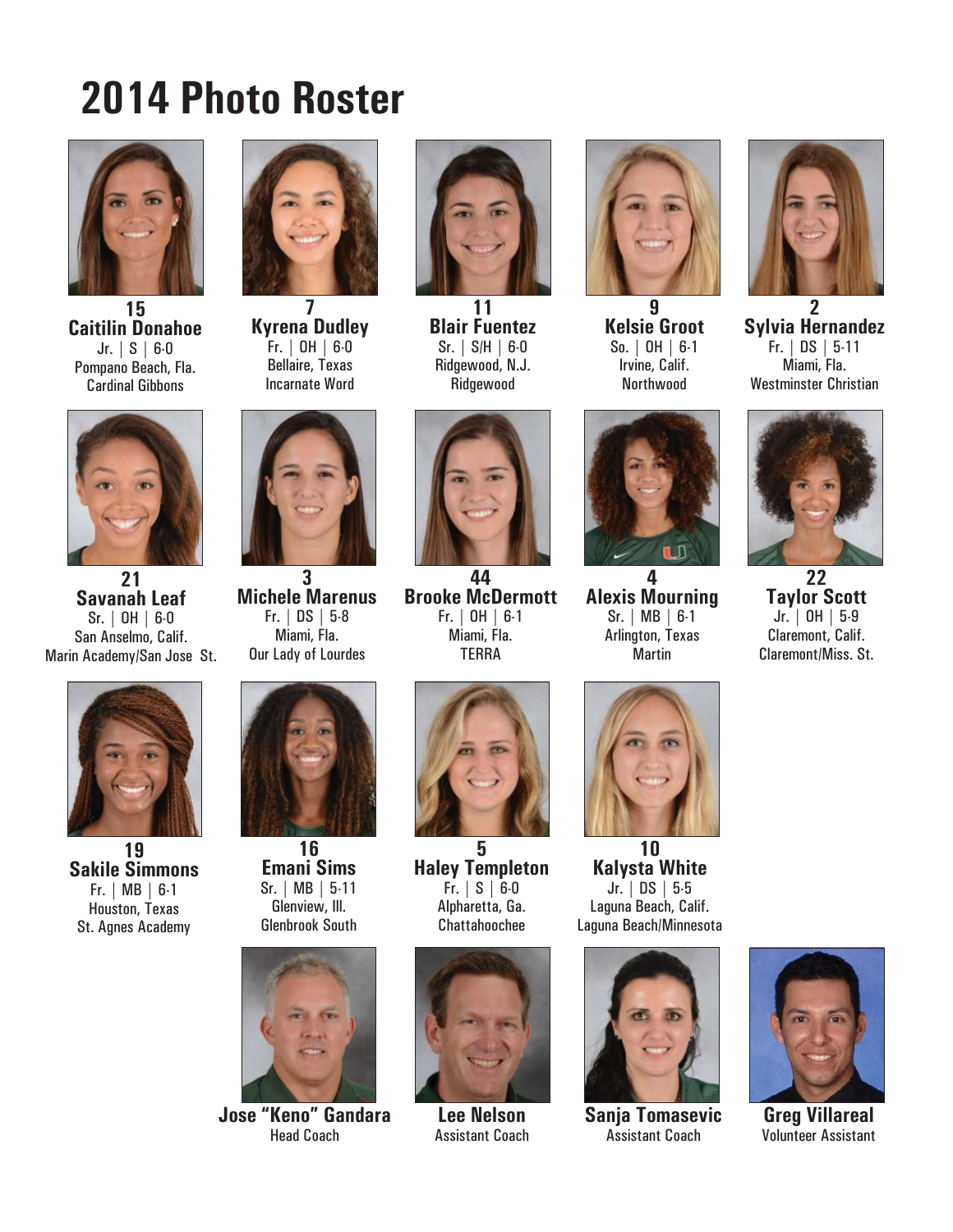# 2014 Photo Roster

**15**
**Caitilin Donahoe**
Jr. | S | 6-0
Pompano Beach, Fla.
Cardinal Gibbons

**7**
**Kyrena Dudley**
Fr. | OH | 6-0
Bellaire, Texas
Incarnate Word

**11**
**Blair Fuentez**
Sr. | S/H | 6-0
Ridgewood, N.J.
Ridgewood

**9**
**Kelsie Groot**
So. | OH | 6-1
Irvine, Calif.
Northwood

**2**
**Sylvia Hernandez**
Fr. | DS | 5-11
Miami, Fla.
Westminster Christian

**21**
**Savanah Leaf**
Sr. | OH | 6-0
San Anselmo, Calif.
Marin Academy/San Jose St.

**3**
**Michele Marenus**
Fr. | DS | 5-8
Miami, Fla.
Our Lady of Lourdes

**44**
**Brooke McDermott**
Fr. | OH | 6-1
Miami, Fla.
TERRA

**4**
**Alexis Mourning**
Sr. | MB | 6-1
Arlington, Texas
Martin

**22**
**Taylor Scott**
Jr. | OH | 5-9
Claremont, Calif.
Claremont/Miss. St.

**19**
**Sakile Simmons**
Fr. | MB | 6-1
Houston, Texas
St. Agnes Academy

**16**
**Emani Sims**
Sr. | MB | 5-11
Glenview, Ill.
Glenbrook South

**5**
**Haley Templeton**
Fr. | S | 6-0
Alpharetta, Ga.
Chattahoochee

**10**
**Kalysta White**
Jr. | DS | 5-5
Laguna Beach, Calif.
Laguna Beach/Minnesota

**Jose "Keno" Gandara**
Head Coach

**Lee Nelson**
Assistant Coach

**Sanja Tomasevic**
Assistant Coach

**Greg Villareal**
Volunteer Assistant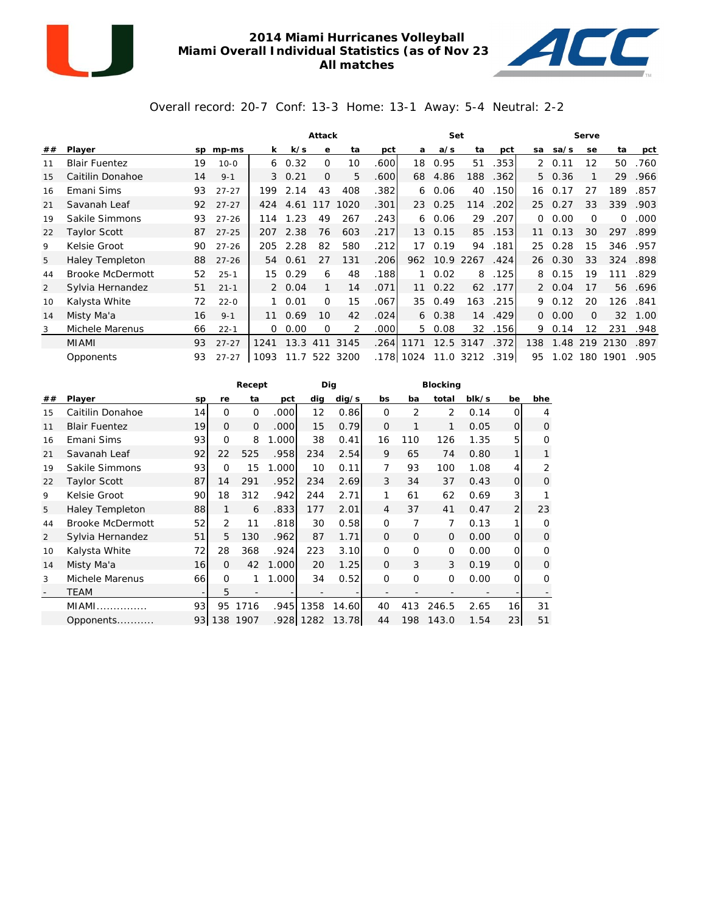# 2014 Miami Hurricanes Volleyball
## Miami Overall Individual Statistics (as of Nov 23
## All matches

Overall record: 20-7 Conf: 13-3 Home: 13-1 Away: 5-4 Neutral: 2-2

| | | | | Attack | | | | | Set | | | | Serve | | | | |
|---|---|---|---|---|---|---|---|---|---|---|---|---|---|---|---|---|---|
| ## | Player | sp | mp-ms | k | k/s | e | ta | pct | a | a/s | ta | pct | sa | sa/s | se | ta | pct |
| 11 | Blair Fuentez | 19 | 10-0 | 6 | 0.32 | 0 | 10 | .600 | 18 | 0.95 | 51 | .353 | 2 | 0.11 | 12 | 50 | .760 |
| 15 | Caitilin Donahoe | 14 | 9-1 | 3 | 0.21 | 0 | 5 | .600 | 68 | 4.86 | 188 | .362 | 5 | 0.36 | 1 | 29 | .966 |
| 16 | Emani Sims | 93 | 27-27 | 199 | 2.14 | 43 | 408 | .382 | 6 | 0.06 | 40 | .150 | 16 | 0.17 | 27 | 189 | .857 |
| 21 | Savanah Leaf | 92 | 27-27 | 424 | 4.61 | 117 | 1020 | .301 | 23 | 0.25 | 114 | .202 | 25 | 0.27 | 33 | 339 | .903 |
| 19 | Sakile Simmons | 93 | 27-26 | 114 | 1.23 | 49 | 267 | .243 | 6 | 0.06 | 29 | .207 | 0 | 0.00 | 0 | 0 | .000 |
| 22 | Taylor Scott | 87 | 27-25 | 207 | 2.38 | 76 | 603 | .217 | 13 | 0.15 | 85 | .153 | 11 | 0.13 | 30 | 297 | .899 |
| 9 | Kelsie Groot | 90 | 27-26 | 205 | 2.28 | 82 | 580 | .212 | 17 | 0.19 | 94 | .181 | 25 | 0.28 | 15 | 346 | .957 |
| 5 | Haley Templeton | 88 | 27-26 | 54 | 0.61 | 27 | 131 | .206 | 962 | 10.9 | 2267 | .424 | 26 | 0.30 | 33 | 324 | .898 |
| 44 | Brooke McDermott | 52 | 25-1 | 15 | 0.29 | 6 | 48 | .188 | 1 | 0.02 | 8 | .125 | 8 | 0.15 | 19 | 111 | .829 |
| 2 | Sylvia Hernandez | 51 | 21-1 | 2 | 0.04 | 1 | 14 | .071 | 11 | 0.22 | 62 | .177 | 2 | 0.04 | 17 | 56 | .696 |
| 10 | Kalysta White | 72 | 22-0 | 1 | 0.01 | 0 | 15 | .067 | 35 | 0.49 | 163 | .215 | 9 | 0.12 | 20 | 126 | .841 |
| 14 | Misty Ma'a | 16 | 9-1 | 11 | 0.69 | 10 | 42 | .024 | 6 | 0.38 | 14 | .429 | 0 | 0.00 | 0 | 32 | 1.00 |
| 3 | Michele Marenus | 66 | 22-1 | 0 | 0.00 | 0 | 2 | .000 | 5 | 0.08 | 32 | .156 | 9 | 0.14 | 12 | 231 | .948 |
| | MIAMI | 93 | 27-27 | 1241 | 13.3 | 411 | 3145 | .264 | 1171 | 12.5 | 3147 | .372 | 138 | 1.48 | 219 | 2130 | .897 |
| | Opponents | 93 | 27-27 | 1093 | 11.7 | 522 | 3200 | .178 | 1024 | 11.0 | 3212 | .319 | 95 | 1.02 | 180 | 1901 | .905 |

| | | | Recept | | | Dig | | Blocking | | | | | |
|---|---|---|---|---|---|---|---|---|---|---|---|---|---|
| ## | Player | sp | re | ta | pct | dig | dig/s | bs | ba | total | blk/s | be | bhe |
| 15 | Caitilin Donahoe | 14 | 0 | 0 | .000 | 12 | 0.86 | 0 | 2 | 2 | 0.14 | 0 | 4 |
| 11 | Blair Fuentez | 19 | 0 | 0 | .000 | 15 | 0.79 | 0 | 1 | 1 | 0.05 | 0 | 0 |
| 16 | Emani Sims | 93 | 0 | 8 | 1.000 | 38 | 0.41 | 16 | 110 | 126 | 1.35 | 5 | 0 |
| 21 | Savanah Leaf | 92 | 22 | 525 | .958 | 234 | 2.54 | 9 | 65 | 74 | 0.80 | 1 | 1 |
| 19 | Sakile Simmons | 93 | 0 | 15 | 1.000 | 10 | 0.11 | 7 | 93 | 100 | 1.08 | 4 | 2 |
| 22 | Taylor Scott | 87 | 14 | 291 | .952 | 234 | 2.69 | 3 | 34 | 37 | 0.43 | 0 | 0 |
| 9 | Kelsie Groot | 90 | 18 | 312 | .942 | 244 | 2.71 | 1 | 61 | 62 | 0.69 | 3 | 1 |
| 5 | Haley Templeton | 88 | 1 | 6 | .833 | 177 | 2.01 | 4 | 37 | 41 | 0.47 | 2 | 23 |
| 44 | Brooke McDermott | 52 | 2 | 11 | .818 | 30 | 0.58 | 0 | 7 | 7 | 0.13 | 1 | 0 |
| 2 | Sylvia Hernandez | 51 | 5 | 130 | .962 | 87 | 1.71 | 0 | 0 | 0 | 0.00 | 0 | 0 |
| 10 | Kalysta White | 72 | 28 | 368 | .924 | 223 | 3.10 | 0 | 0 | 0 | 0.00 | 0 | 0 |
| 14 | Misty Ma'a | 16 | 0 | 42 | 1.000 | 20 | 1.25 | 0 | 3 | 3 | 0.19 | 0 | 0 |
| 3 | Michele Marenus | 66 | 0 | 1 | 1.000 | 34 | 0.52 | 0 | 0 | 0 | 0.00 | 0 | 0 |
| - | TEAM | - | 5 | - | - | - | - | - | - | - | - | - | - |
| | MIAMI............... | 93 | 95 | 1716 | .945 | 1358 | 14.60 | 40 | 413 | 246.5 | 2.65 | 16 | 31 |
| | Opponents........... | 93 | 138 | 1907 | .928 | 1282 | 13.78 | 44 | 198 | 143.0 | 1.54 | 23 | 51 |